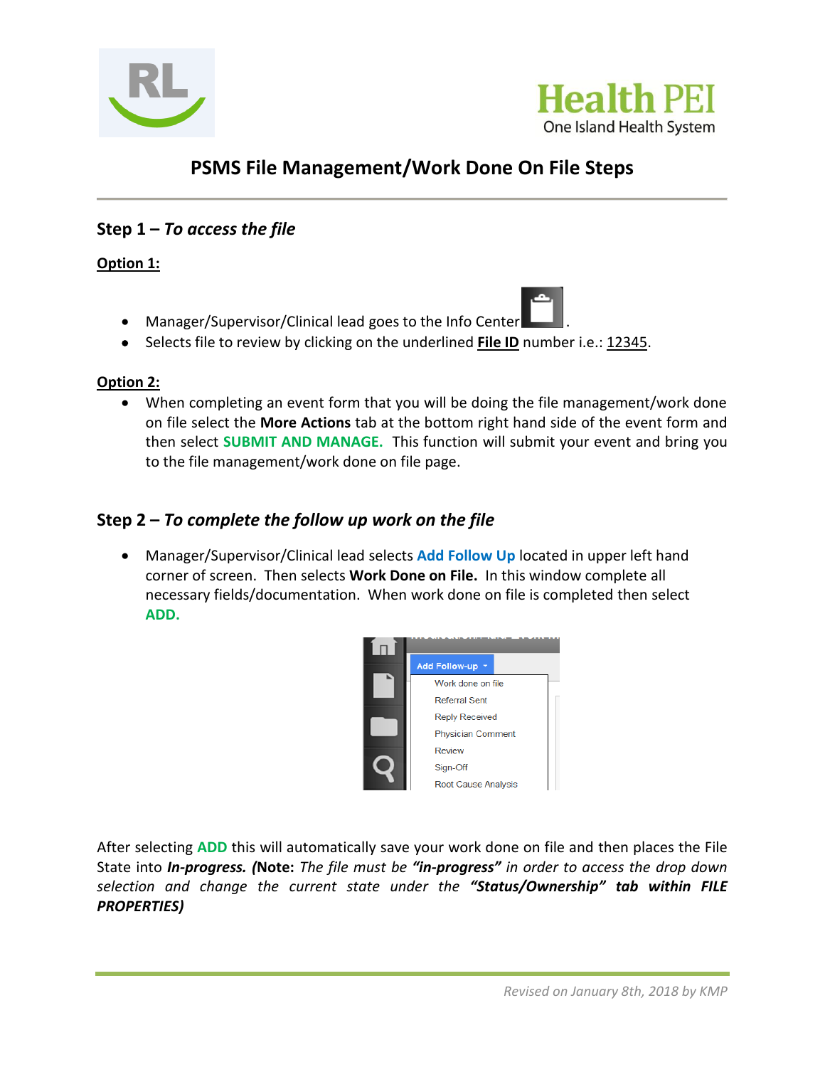# PSMS File Management/Work Done On File Steps

## Step 1 – *To access the file*

**Option 1:**

- Manager/Supervisor/Clinical lead goes to the Info Center .
- Selects file to review by clicking on the underlined **File ID** number i.e.: 12345.

**Option 2:**

- When completing an event form that you will be doing the file management/work done on file select the **More Actions** tab at the bottom right hand side of the event form and then select **SUBMIT AND MANAGE.** This function will submit your event and bring you to the file management/work done on file page.

## Step 2 – *To complete the follow up work on the file*

- Manager/Supervisor/Clinical lead selects **Add Follow Up** located in upper left hand corner of screen. Then selects **Work Done on File.** In this window complete all necessary fields/documentation. When work done on file is completed then select **ADD.**

After selecting **ADD** this will automatically save your work done on file and then places the File State into ***In-progress.*** **(Note:** *The file must be **"in-progress"** in order to access the drop down selection and change the current state under the **"Status/Ownership" tab within FILE PROPERTIES)***

*Revised on January 8th, 2018 by KMP*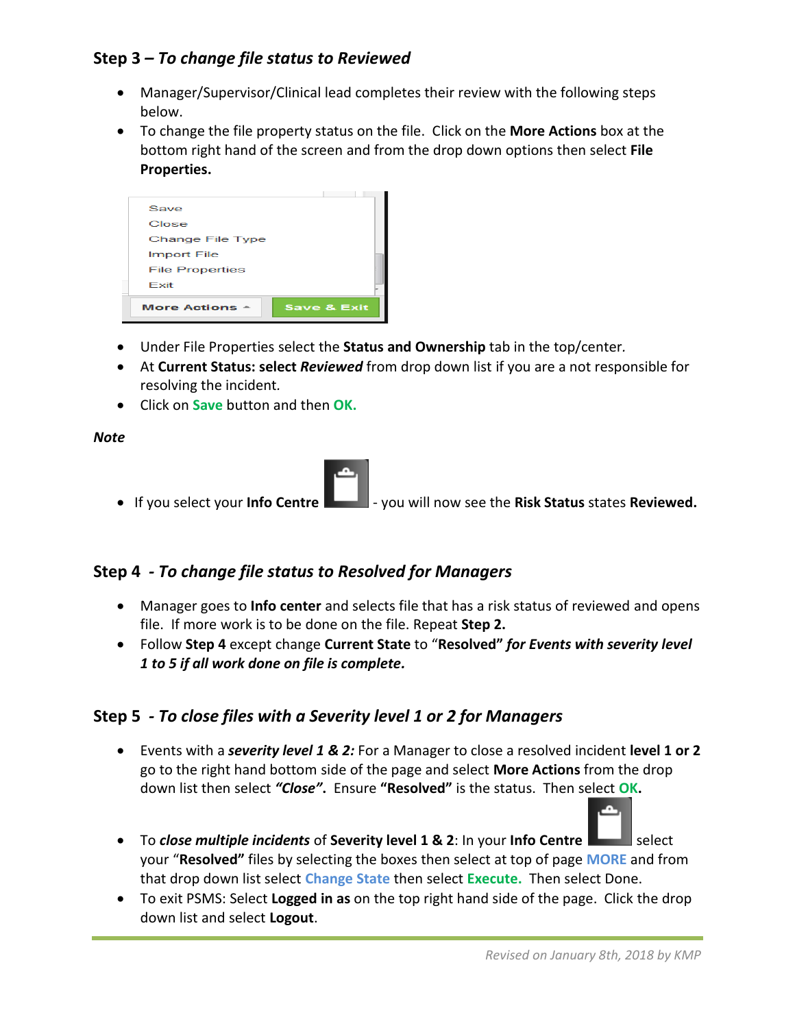### Step 3 – *To change file status to Reviewed*

- Manager/Supervisor/Clinical lead completes their review with the following steps below.
- To change the file property status on the file. Click on the **More Actions** box at the bottom right hand of the screen and from the drop down options then select **File Properties.**

Save
Close
Change File Type
Import File
File Properties
Exit
More Actions
Save & Exit

- Under File Properties select the **Status and Ownership** tab in the top/center.
- At **Current Status: select *Reviewed*** from drop down list if you are a not responsible for resolving the incident.
- Click on **Save** button and then **OK.**

***Note***

- If you select your **Info Centre** - you will now see the **Risk Status** states **Reviewed.**

### Step 4 - *To change file status to Resolved for Managers*

- Manager goes to **Info center** and selects file that has a risk status of reviewed and opens file. If more work is to be done on the file. Repeat **Step 2.**
- Follow **Step 4** except change **Current State** to "**Resolved"** ***for Events with severity level 1 to 5 if all work done on file is complete.***

### Step 5 - *To close files with a Severity level 1 or 2 for Managers*

- Events with a ***severity level 1 & 2:*** For a Manager to close a resolved incident **level 1 or 2** go to the right hand bottom side of the page and select **More Actions** from the drop down list then select ***"Close".*** Ensure **"Resolved"** is the status. Then select **OK.**

- To ***close multiple incidents*** of **Severity level 1 & 2**: In your **Info Centre** select your "**Resolved"** files by selecting the boxes then select at top of page **MORE** and from that drop down list select **Change State** then select **Execute.** Then select Done.
- To exit PSMS: Select **Logged in as** on the top right hand side of the page. Click the drop down list and select **Logout**.

*Revised on January 8th, 2018 by KMP*